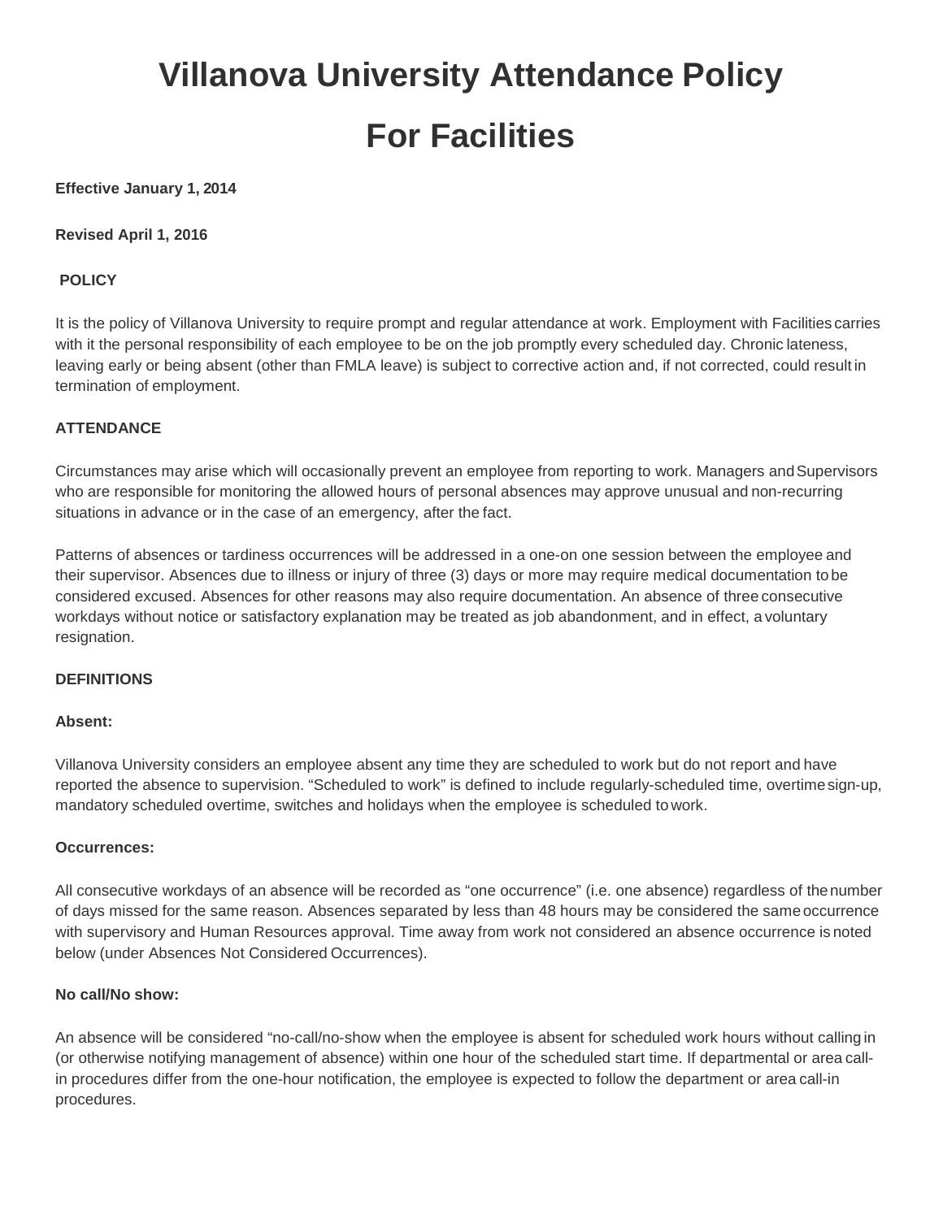# Villanova University Attendance Policy For Facilities

**Effective January 1, 2014**

**Revised April 1, 2016**

**POLICY**

It is the policy of Villanova University to require prompt and regular attendance at work. Employment with Facilities carries with it the personal responsibility of each employee to be on the job promptly every scheduled day. Chronic lateness, leaving early or being absent (other than FMLA leave) is subject to corrective action and, if not corrected, could result in termination of employment.

**ATTENDANCE**

Circumstances may arise which will occasionally prevent an employee from reporting to work. Managers and Supervisors who are responsible for monitoring the allowed hours of personal absences may approve unusual and non-recurring situations in advance or in the case of an emergency, after the fact.

Patterns of absences or tardiness occurrences will be addressed in a one-on one session between the employee and their supervisor. Absences due to illness or injury of three (3) days or more may require medical documentation to be considered excused. Absences for other reasons may also require documentation. An absence of three consecutive workdays without notice or satisfactory explanation may be treated as job abandonment, and in effect, a voluntary resignation.

**DEFINITIONS**

**Absent:**

Villanova University considers an employee absent any time they are scheduled to work but do not report and have reported the absence to supervision. "Scheduled to work" is defined to include regularly-scheduled time, overtime sign-up, mandatory scheduled overtime, switches and holidays when the employee is scheduled to work.

**Occurrences:**

All consecutive workdays of an absence will be recorded as "one occurrence" (i.e. one absence) regardless of the number of days missed for the same reason. Absences separated by less than 48 hours may be considered the same occurrence with supervisory and Human Resources approval. Time away from work not considered an absence occurrence is noted below (under Absences Not Considered Occurrences).

**No call/No show:**

An absence will be considered "no-call/no-show when the employee is absent for scheduled work hours without calling in (or otherwise notifying management of absence) within one hour of the scheduled start time. If departmental or area call-in procedures differ from the one-hour notification, the employee is expected to follow the department or area call-in procedures.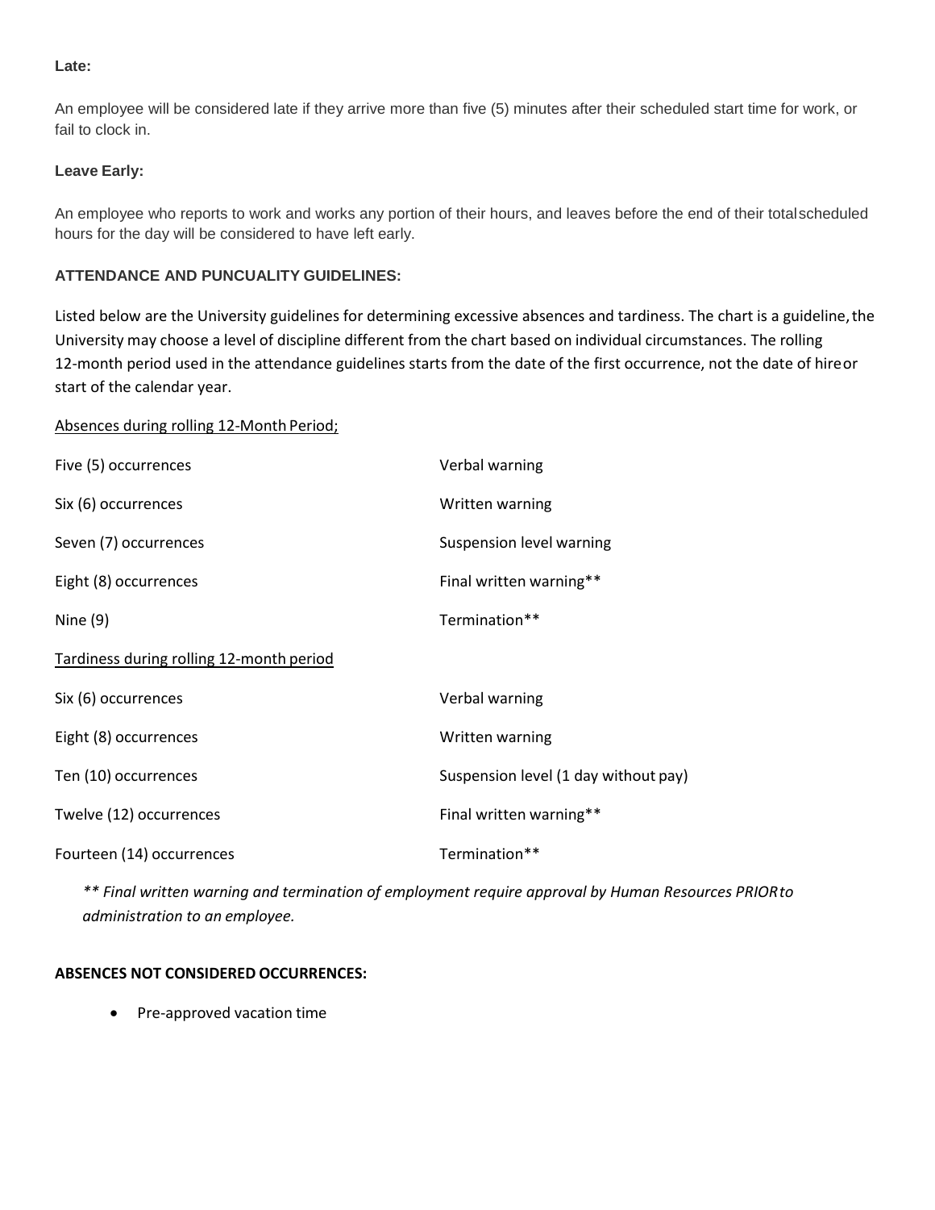**Late:**

An employee will be considered late if they arrive more than five (5) minutes after their scheduled start time for work, or fail to clock in.

**Leave Early:**

An employee who reports to work and works any portion of their hours, and leaves before the end of their total scheduled hours for the day will be considered to have left early.

**ATTENDANCE AND PUNCUALITY GUIDELINES:**

Listed below are the University guidelines for determining excessive absences and tardiness. The chart is a guideline, the University may choose a level of discipline different from the chart based on individual circumstances. The rolling 12-month period used in the attendance guidelines starts from the date of the first occurrence, not the date of hire or start of the calendar year.

<u>Absences during rolling 12-Month Period;</u>

| | |
|---|---|
| Five (5) occurrences | Verbal warning |
| Six (6) occurrences | Written warning |
| Seven (7) occurrences | Suspension level warning |
| Eight (8) occurrences | Final written warning** |
| Nine (9) | Termination** |

<u>Tardiness during rolling 12-month period</u>

| | |
|---|---|
| Six (6) occurrences | Verbal warning |
| Eight (8) occurrences | Written warning |
| Ten (10) occurrences | Suspension level (1 day without pay) |
| Twelve (12) occurrences | Final written warning** |
| Fourteen (14) occurrences | Termination** |

*** Final written warning and termination of employment require approval by Human Resources PRIOR to administration to an employee.*

**ABSENCES NOT CONSIDERED OCCURRENCES:**

- Pre-approved vacation time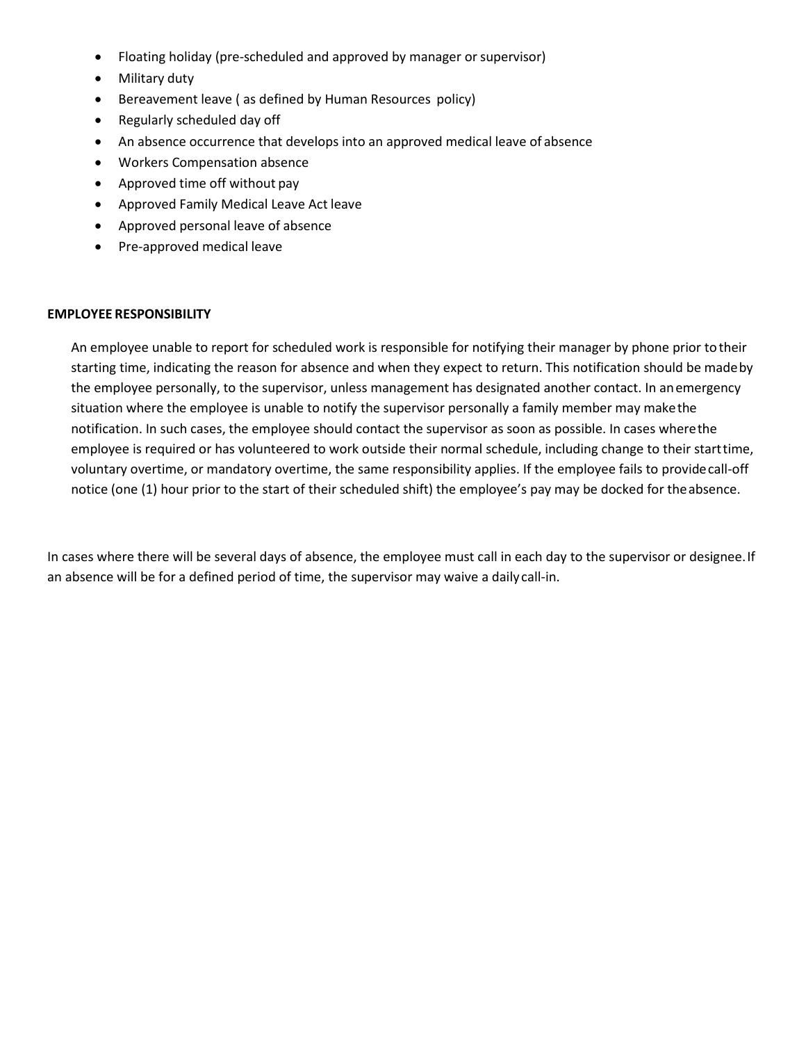- Floating holiday (pre-scheduled and approved by manager or supervisor)
- Military duty
- Bereavement leave ( as defined by Human Resources policy)
- Regularly scheduled day off
- An absence occurrence that develops into an approved medical leave of absence
- Workers Compensation absence
- Approved time off without pay
- Approved Family Medical Leave Act leave
- Approved personal leave of absence
- Pre-approved medical leave

**EMPLOYEE RESPONSIBILITY**

An employee unable to report for scheduled work is responsible for notifying their manager by phone prior to their starting time, indicating the reason for absence and when they expect to return. This notification should be made by the employee personally, to the supervisor, unless management has designated another contact. In an emergency situation where the employee is unable to notify the supervisor personally a family member may make the notification. In such cases, the employee should contact the supervisor as soon as possible. In cases where the employee is required or has volunteered to work outside their normal schedule, including change to their start time, voluntary overtime, or mandatory overtime, the same responsibility applies. If the employee fails to provide call-off notice (one (1) hour prior to the start of their scheduled shift) the employee's pay may be docked for the absence.

In cases where there will be several days of absence, the employee must call in each day to the supervisor or designee. If an absence will be for a defined period of time, the supervisor may waive a daily call-in.